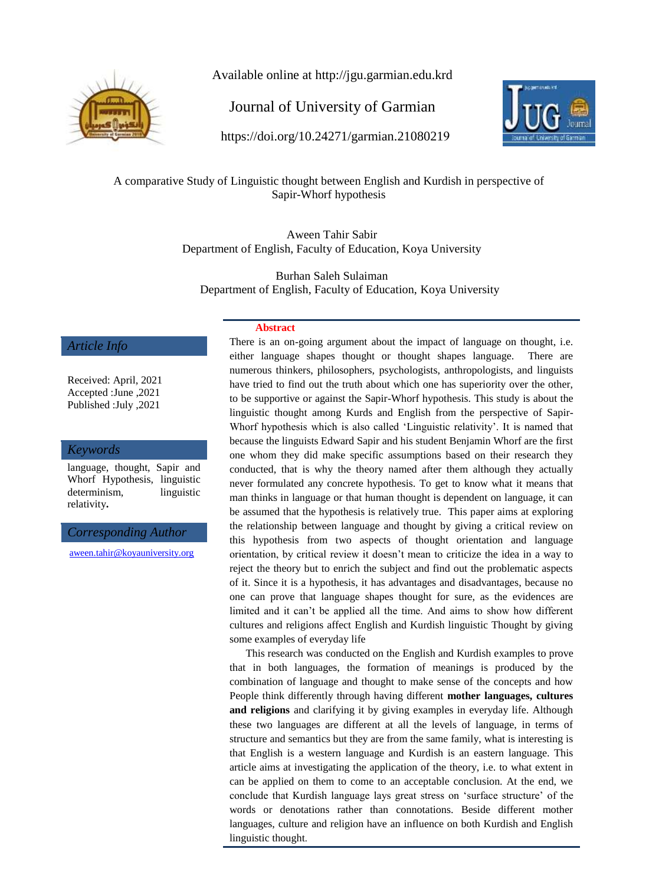Available online at http://jgu.garmian.edu.krd

Journal of University of Garmian

https://doi.org/10.24271/garmian.21080219

# A comparative Study of Linguistic thought between English and Kurdish in perspective of Sapir-Whorf hypothesis

Aween Tahir Sabir
Department of English, Faculty of Education, Koya University

Burhan Saleh Sulaiman
Department of English, Faculty of Education, Koya University

*Article Info*

Received: April, 2021
Accepted :June ,2021
Published :July ,2021

*Keywords*

language, thought, Sapir and Whorf Hypothesis, linguistic determinism, linguistic relativity.

*Corresponding Author*

aween.tahir@koyauniversity.org

## Abstract

There is an on-going argument about the impact of language on thought, i.e. either language shapes thought or thought shapes language. There are numerous thinkers, philosophers, psychologists, anthropologists, and linguists have tried to find out the truth about which one has superiority over the other, to be supportive or against the Sapir-Whorf hypothesis. This study is about the linguistic thought among Kurds and English from the perspective of Sapir-Whorf hypothesis which is also called 'Linguistic relativity'. It is named that because the linguists Edward Sapir and his student Benjamin Whorf are the first one whom they did make specific assumptions based on their research they conducted, that is why the theory named after them although they actually never formulated any concrete hypothesis. To get to know what it means that man thinks in language or that human thought is dependent on language, it can be assumed that the hypothesis is relatively true. This paper aims at exploring the relationship between language and thought by giving a critical review on this hypothesis from two aspects of thought orientation and language orientation, by critical review it doesn't mean to criticize the idea in a way to reject the theory but to enrich the subject and find out the problematic aspects of it. Since it is a hypothesis, it has advantages and disadvantages, because no one can prove that language shapes thought for sure, as the evidences are limited and it can't be applied all the time. And aims to show how different cultures and religions affect English and Kurdish linguistic Thought by giving some examples of everyday life

This research was conducted on the English and Kurdish examples to prove that in both languages, the formation of meanings is produced by the combination of language and thought to make sense of the concepts and how People think differently through having different **mother languages, cultures and religions** and clarifying it by giving examples in everyday life. Although these two languages are different at all the levels of language, in terms of structure and semantics but they are from the same family, what is interesting is that English is a western language and Kurdish is an eastern language. This article aims at investigating the application of the theory, i.e. to what extent in can be applied on them to come to an acceptable conclusion. At the end, we conclude that Kurdish language lays great stress on 'surface structure' of the words or denotations rather than connotations. Beside different mother languages, culture and religion have an influence on both Kurdish and English linguistic thought.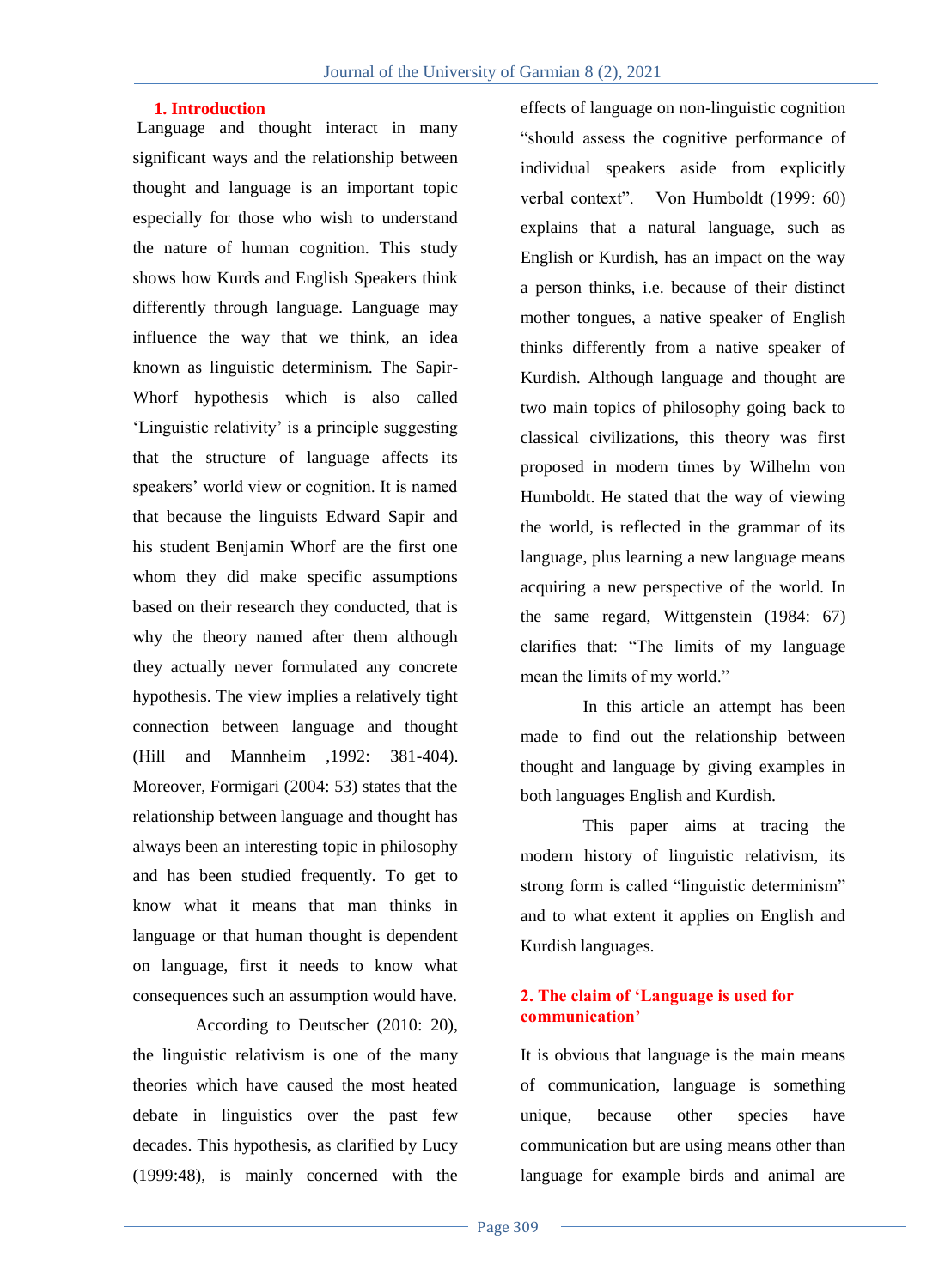## 1. Introduction

Language and thought interact in many significant ways and the relationship between thought and language is an important topic especially for those who wish to understand the nature of human cognition. This study shows how Kurds and English Speakers think differently through language. Language may influence the way that we think, an idea known as linguistic determinism. The Sapir-Whorf hypothesis which is also called 'Linguistic relativity' is a principle suggesting that the structure of language affects its speakers' world view or cognition. It is named that because the linguists Edward Sapir and his student Benjamin Whorf are the first one whom they did make specific assumptions based on their research they conducted, that is why the theory named after them although they actually never formulated any concrete hypothesis. The view implies a relatively tight connection between language and thought (Hill and Mannheim ,1992: 381-404). Moreover, Formigari (2004: 53) states that the relationship between language and thought has always been an interesting topic in philosophy and has been studied frequently. To get to know what it means that man thinks in language or that human thought is dependent on language, first it needs to know what consequences such an assumption would have.

According to Deutscher (2010: 20), the linguistic relativism is one of the many theories which have caused the most heated debate in linguistics over the past few decades. This hypothesis, as clarified by Lucy (1999:48), is mainly concerned with the effects of language on non-linguistic cognition "should assess the cognitive performance of individual speakers aside from explicitly verbal context". Von Humboldt (1999: 60) explains that a natural language, such as English or Kurdish, has an impact on the way a person thinks, i.e. because of their distinct mother tongues, a native speaker of English thinks differently from a native speaker of Kurdish. Although language and thought are two main topics of philosophy going back to classical civilizations, this theory was first proposed in modern times by Wilhelm von Humboldt. He stated that the way of viewing the world, is reflected in the grammar of its language, plus learning a new language means acquiring a new perspective of the world. In the same regard, Wittgenstein (1984: 67) clarifies that: "The limits of my language mean the limits of my world."

In this article an attempt has been made to find out the relationship between thought and language by giving examples in both languages English and Kurdish.

This paper aims at tracing the modern history of linguistic relativism, its strong form is called "linguistic determinism" and to what extent it applies on English and Kurdish languages.

## 2. The claim of 'Language is used for communication'

It is obvious that language is the main means of communication, language is something unique, because other species have communication but are using means other than language for example birds and animal are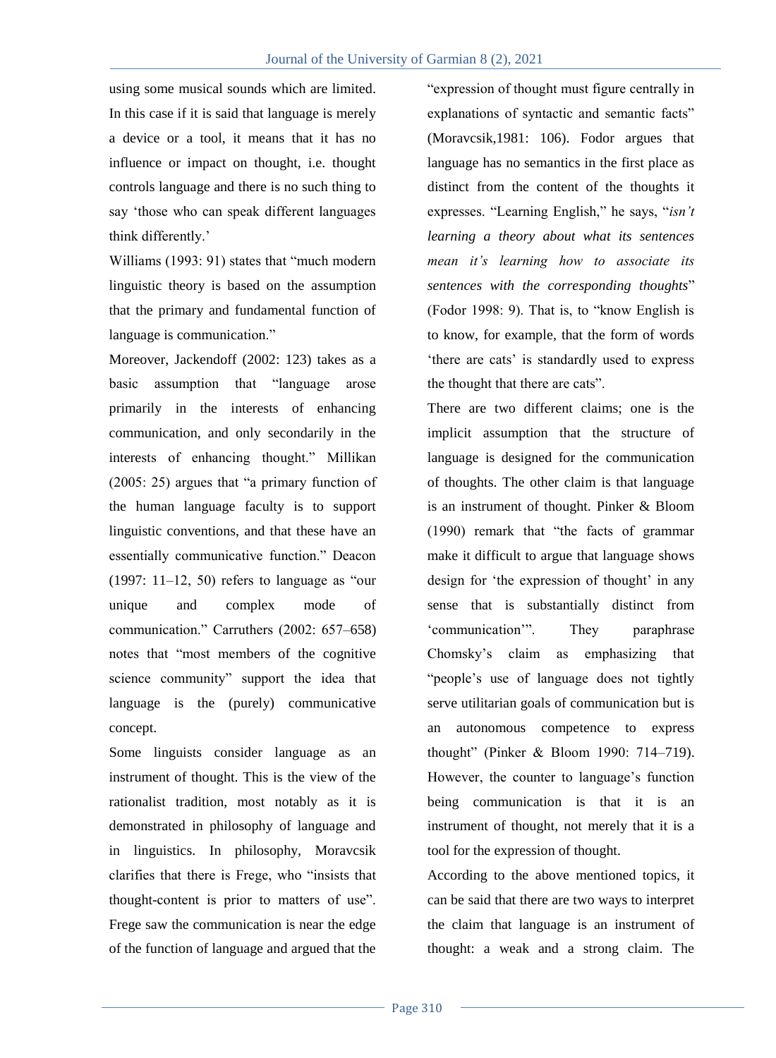using some musical sounds which are limited. In this case if it is said that language is merely a device or a tool, it means that it has no influence or impact on thought, i.e. thought controls language and there is no such thing to say 'those who can speak different languages think differently.'

Williams (1993: 91) states that "much modern linguistic theory is based on the assumption that the primary and fundamental function of language is communication."

Moreover, Jackendoff (2002: 123) takes as a basic assumption that "language arose primarily in the interests of enhancing communication, and only secondarily in the interests of enhancing thought." Millikan (2005: 25) argues that "a primary function of the human language faculty is to support linguistic conventions, and that these have an essentially communicative function." Deacon (1997: 11–12, 50) refers to language as "our unique and complex mode of communication." Carruthers (2002: 657–658) notes that "most members of the cognitive science community" support the idea that language is the (purely) communicative concept.

Some linguists consider language as an instrument of thought. This is the view of the rationalist tradition, most notably as it is demonstrated in philosophy of language and in linguistics. In philosophy, Moravcsik clarifies that there is Frege, who "insists that thought-content is prior to matters of use". Frege saw the communication is near the edge of the function of language and argued that the "expression of thought must figure centrally in explanations of syntactic and semantic facts" (Moravcsik,1981: 106). Fodor argues that language has no semantics in the first place as distinct from the content of the thoughts it expresses. "Learning English," he says, "*isn't learning a theory about what its sentences mean it's learning how to associate its sentences with the corresponding thoughts*" (Fodor 1998: 9). That is, to "know English is to know, for example, that the form of words 'there are cats' is standardly used to express the thought that there are cats".

There are two different claims; one is the implicit assumption that the structure of language is designed for the communication of thoughts. The other claim is that language is an instrument of thought. Pinker & Bloom (1990) remark that "the facts of grammar make it difficult to argue that language shows design for 'the expression of thought' in any sense that is substantially distinct from 'communication'". They paraphrase Chomsky's claim as emphasizing that "people's use of language does not tightly serve utilitarian goals of communication but is an autonomous competence to express thought" (Pinker & Bloom 1990: 714–719). However, the counter to language's function being communication is that it is an instrument of thought, not merely that it is a tool for the expression of thought.

According to the above mentioned topics, it can be said that there are two ways to interpret the claim that language is an instrument of thought: a weak and a strong claim. The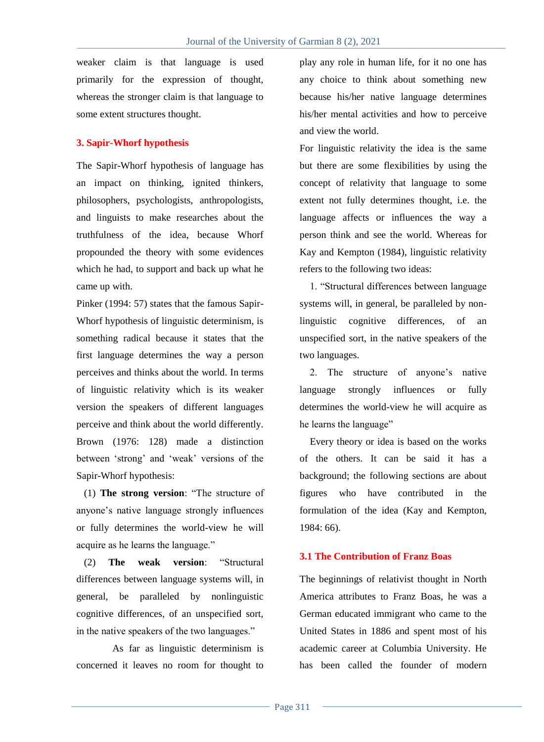weaker claim is that language is used primarily for the expression of thought, whereas the stronger claim is that language to some extent structures thought.

## 3. Sapir-Whorf hypothesis

The Sapir-Whorf hypothesis of language has an impact on thinking, ignited thinkers, philosophers, psychologists, anthropologists, and linguists to make researches about the truthfulness of the idea, because Whorf propounded the theory with some evidences which he had, to support and back up what he came up with.

Pinker (1994: 57) states that the famous Sapir-Whorf hypothesis of linguistic determinism, is something radical because it states that the first language determines the way a person perceives and thinks about the world. In terms of linguistic relativity which is its weaker version the speakers of different languages perceive and think about the world differently. Brown (1976: 128) made a distinction between 'strong' and 'weak' versions of the Sapir-Whorf hypothesis:

(1) **The strong version**: "The structure of anyone's native language strongly influences or fully determines the world-view he will acquire as he learns the language."

(2) **The weak version**: "Structural differences between language systems will, in general, be paralleled by nonlinguistic cognitive differences, of an unspecified sort, in the native speakers of the two languages."

As far as linguistic determinism is concerned it leaves no room for thought to play any role in human life, for it no one has any choice to think about something new because his/her native language determines his/her mental activities and how to perceive and view the world.

For linguistic relativity the idea is the same but there are some flexibilities by using the concept of relativity that language to some extent not fully determines thought, i.e. the language affects or influences the way a person think and see the world. Whereas for Kay and Kempton (1984), linguistic relativity refers to the following two ideas:

1. "Structural differences between language systems will, in general, be paralleled by non-linguistic cognitive differences, of an unspecified sort, in the native speakers of the two languages.
2. The structure of anyone's native language strongly influences or fully determines the world-view he will acquire as he learns the language"

Every theory or idea is based on the works of the others. It can be said it has a background; the following sections are about figures who have contributed in the formulation of the idea (Kay and Kempton, 1984: 66).

### 3.1 The Contribution of Franz Boas

The beginnings of relativist thought in North America attributes to Franz Boas, he was a German educated immigrant who came to the United States in 1886 and spent most of his academic career at Columbia University. He has been called the founder of modern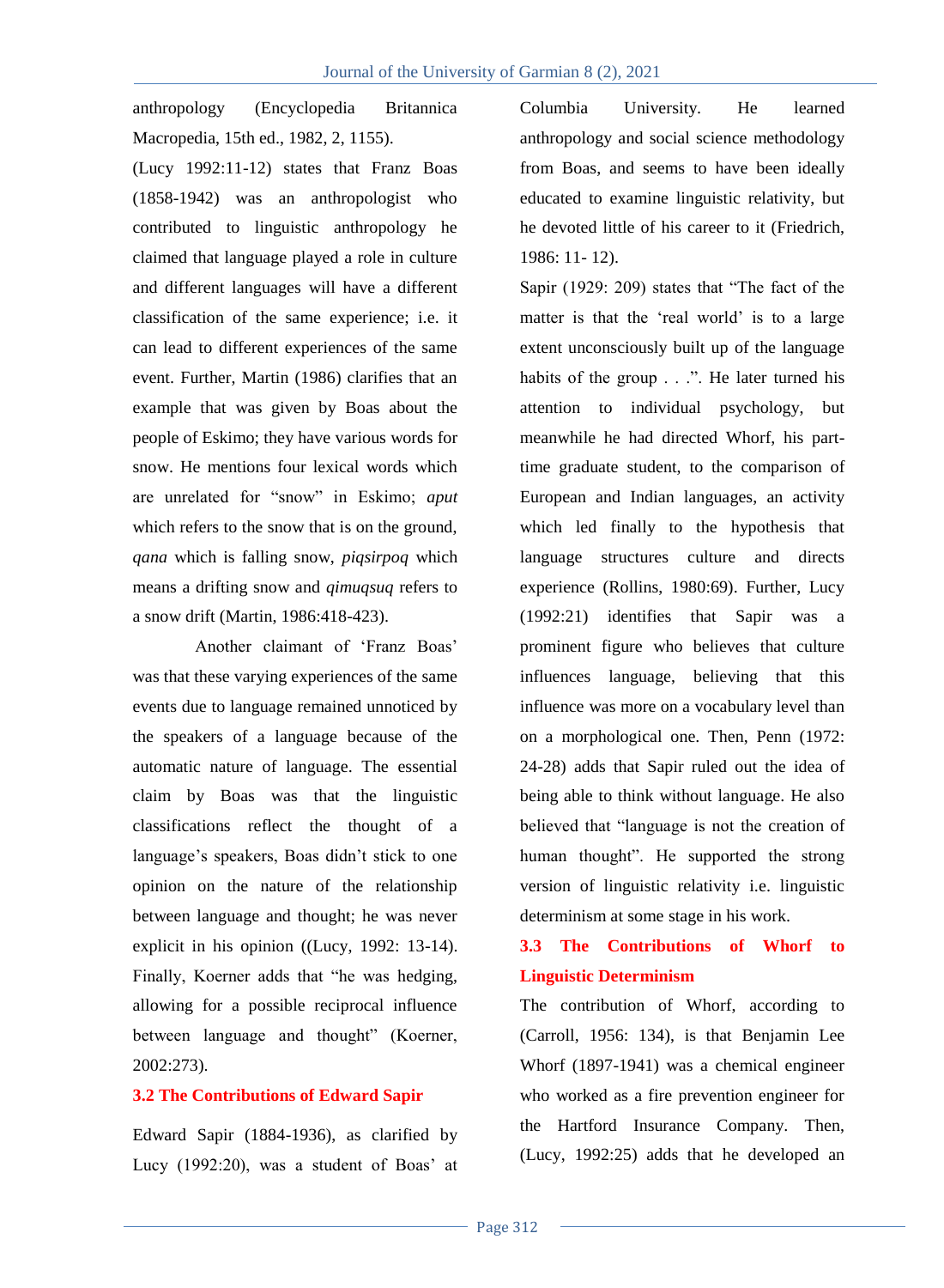anthropology (Encyclopedia Britannica Macropedia, 15th ed., 1982, 2, 1155).

(Lucy 1992:11-12) states that Franz Boas (1858-1942) was an anthropologist who contributed to linguistic anthropology he claimed that language played a role in culture and different languages will have a different classification of the same experience; i.e. it can lead to different experiences of the same event. Further, Martin (1986) clarifies that an example that was given by Boas about the people of Eskimo; they have various words for snow. He mentions four lexical words which are unrelated for "snow" in Eskimo; *aput* which refers to the snow that is on the ground, *qana* which is falling snow, *piqsirpoq* which means a drifting snow and *qimuqsuq* refers to a snow drift (Martin, 1986:418-423).

Another claimant of 'Franz Boas' was that these varying experiences of the same events due to language remained unnoticed by the speakers of a language because of the automatic nature of language. The essential claim by Boas was that the linguistic classifications reflect the thought of a language's speakers, Boas didn't stick to one opinion on the nature of the relationship between language and thought; he was never explicit in his opinion ((Lucy, 1992: 13-14). Finally, Koerner adds that "he was hedging, allowing for a possible reciprocal influence between language and thought" (Koerner, 2002:273).

## 3.2 The Contributions of Edward Sapir

Edward Sapir (1884-1936), as clarified by Lucy (1992:20), was a student of Boas' at Columbia University. He learned anthropology and social science methodology from Boas, and seems to have been ideally educated to examine linguistic relativity, but he devoted little of his career to it (Friedrich, 1986: 11- 12).

Sapir (1929: 209) states that "The fact of the matter is that the 'real world' is to a large extent unconsciously built up of the language habits of the group . . .". He later turned his attention to individual psychology, but meanwhile he had directed Whorf, his part-time graduate student, to the comparison of European and Indian languages, an activity which led finally to the hypothesis that language structures culture and directs experience (Rollins, 1980:69). Further, Lucy (1992:21) identifies that Sapir was a prominent figure who believes that culture influences language, believing that this influence was more on a vocabulary level than on a morphological one. Then, Penn (1972: 24-28) adds that Sapir ruled out the idea of being able to think without language. He also believed that "language is not the creation of human thought". He supported the strong version of linguistic relativity i.e. linguistic determinism at some stage in his work.

## 3.3 The Contributions of Whorf to Linguistic Determinism

The contribution of Whorf, according to (Carroll, 1956: 134), is that Benjamin Lee Whorf (1897-1941) was a chemical engineer who worked as a fire prevention engineer for the Hartford Insurance Company. Then, (Lucy, 1992:25) adds that he developed an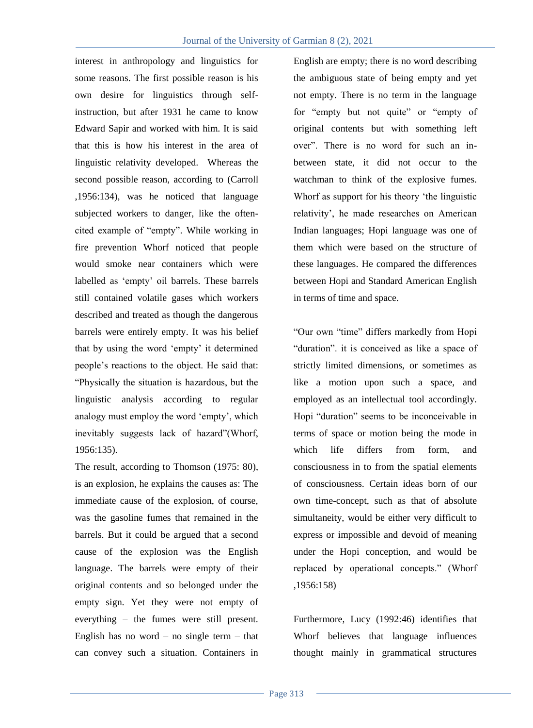interest in anthropology and linguistics for some reasons. The first possible reason is his own desire for linguistics through self-instruction, but after 1931 he came to know Edward Sapir and worked with him. It is said that this is how his interest in the area of linguistic relativity developed. Whereas the second possible reason, according to (Carroll ,1956:134), was he noticed that language subjected workers to danger, like the often-cited example of "empty". While working in fire prevention Whorf noticed that people would smoke near containers which were labelled as 'empty' oil barrels. These barrels still contained volatile gases which workers described and treated as though the dangerous barrels were entirely empty. It was his belief that by using the word 'empty' it determined people's reactions to the object. He said that: "Physically the situation is hazardous, but the linguistic analysis according to regular analogy must employ the word 'empty', which inevitably suggests lack of hazard"(Whorf, 1956:135).

The result, according to Thomson (1975: 80), is an explosion, he explains the causes as: The immediate cause of the explosion, of course, was the gasoline fumes that remained in the barrels. But it could be argued that a second cause of the explosion was the English language. The barrels were empty of their original contents and so belonged under the empty sign. Yet they were not empty of everything – the fumes were still present. English has no word – no single term – that can convey such a situation. Containers in English are empty; there is no word describing the ambiguous state of being empty and yet not empty. There is no term in the language for "empty but not quite" or "empty of original contents but with something left over". There is no word for such an in-between state, it did not occur to the watchman to think of the explosive fumes. Whorf as support for his theory 'the linguistic relativity', he made researches on American Indian languages; Hopi language was one of them which were based on the structure of these languages. He compared the differences between Hopi and Standard American English in terms of time and space.

"Our own "time" differs markedly from Hopi "duration". it is conceived as like a space of strictly limited dimensions, or sometimes as like a motion upon such a space, and employed as an intellectual tool accordingly. Hopi "duration" seems to be inconceivable in terms of space or motion being the mode in which life differs from form, and consciousness in to from the spatial elements of consciousness. Certain ideas born of our own time-concept, such as that of absolute simultaneity, would be either very difficult to express or impossible and devoid of meaning under the Hopi conception, and would be replaced by operational concepts." (Whorf ,1956:158)

Furthermore, Lucy (1992:46) identifies that Whorf believes that language influences thought mainly in grammatical structures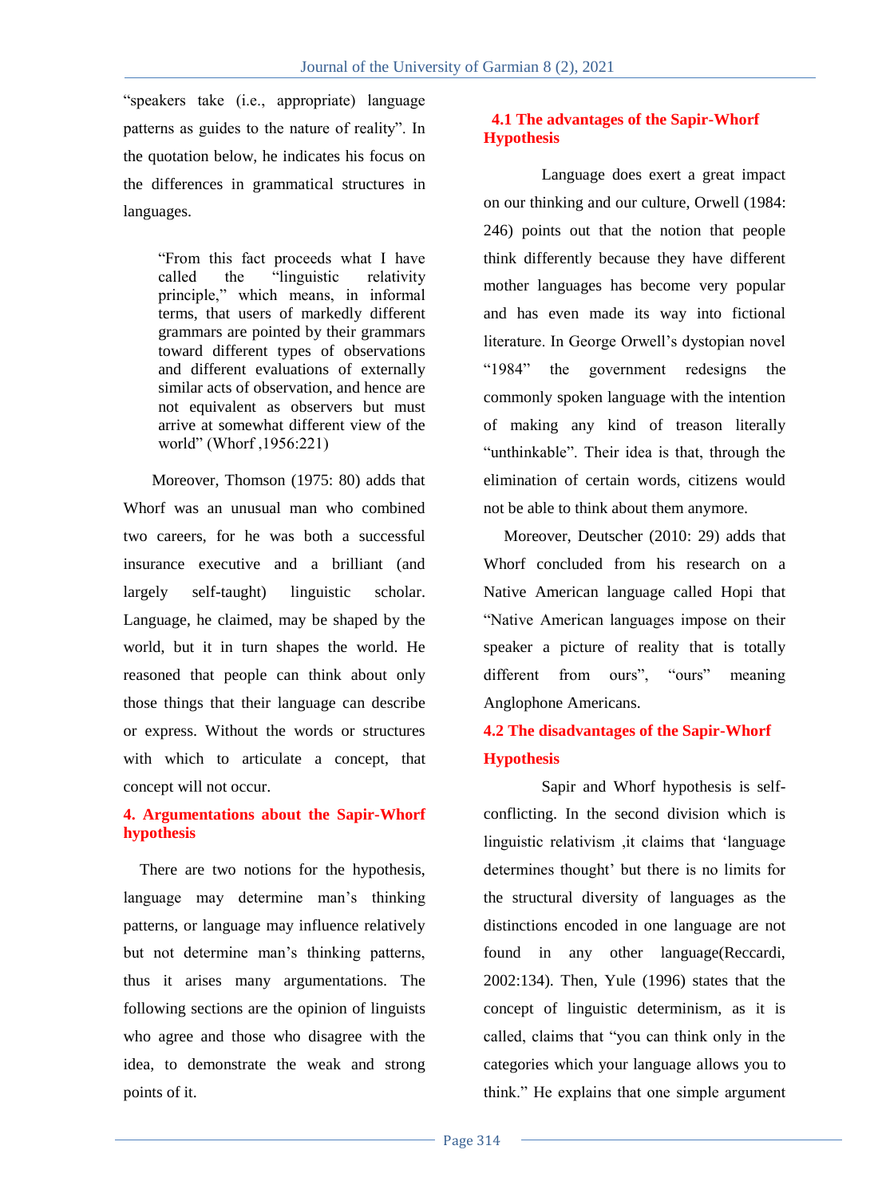"speakers take (i.e., appropriate) language patterns as guides to the nature of reality". In the quotation below, he indicates his focus on the differences in grammatical structures in languages.

> "From this fact proceeds what I have called the "linguistic relativity principle," which means, in informal terms, that users of markedly different grammars are pointed by their grammars toward different types of observations and different evaluations of externally similar acts of observation, and hence are not equivalent as observers but must arrive at somewhat different view of the world" (Whorf ,1956:221)

Moreover, Thomson (1975: 80) adds that Whorf was an unusual man who combined two careers, for he was both a successful insurance executive and a brilliant (and largely self-taught) linguistic scholar. Language, he claimed, may be shaped by the world, but it in turn shapes the world. He reasoned that people can think about only those things that their language can describe or express. Without the words or structures with which to articulate a concept, that concept will not occur.

## 4. Argumentations about the Sapir-Whorf hypothesis

There are two notions for the hypothesis, language may determine man's thinking patterns, or language may influence relatively but not determine man's thinking patterns, thus it arises many argumentations. The following sections are the opinion of linguists who agree and those who disagree with the idea, to demonstrate the weak and strong points of it.

### 4.1 The advantages of the Sapir-Whorf Hypothesis

Language does exert a great impact on our thinking and our culture, Orwell (1984: 246) points out that the notion that people think differently because they have different mother languages has become very popular and has even made its way into fictional literature. In George Orwell's dystopian novel "1984" the government redesigns the commonly spoken language with the intention of making any kind of treason literally "unthinkable". Their idea is that, through the elimination of certain words, citizens would not be able to think about them anymore.

Moreover, Deutscher (2010: 29) adds that Whorf concluded from his research on a Native American language called Hopi that "Native American languages impose on their speaker a picture of reality that is totally different from ours", "ours" meaning Anglophone Americans.

### 4.2 The disadvantages of the Sapir-Whorf Hypothesis

Sapir and Whorf hypothesis is self-conflicting. In the second division which is linguistic relativism ,it claims that 'language determines thought' but there is no limits for the structural diversity of languages as the distinctions encoded in one language are not found in any other language(Reccardi, 2002:134). Then, Yule (1996) states that the concept of linguistic determinism, as it is called, claims that "you can think only in the categories which your language allows you to think." He explains that one simple argument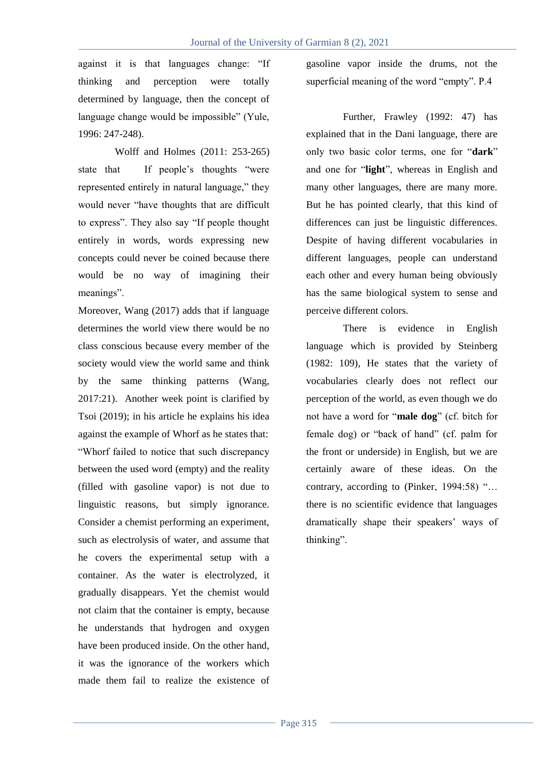against it is that languages change: "If thinking and perception were totally determined by language, then the concept of language change would be impossible" (Yule, 1996: 247-248).

Wolff and Holmes (2011: 253-265) state that If people's thoughts "were represented entirely in natural language," they would never "have thoughts that are difficult to express". They also say "If people thought entirely in words, words expressing new concepts could never be coined because there would be no way of imagining their meanings".

Moreover, Wang (2017) adds that if language determines the world view there would be no class conscious because every member of the society would view the world same and think by the same thinking patterns (Wang, 2017:21). Another week point is clarified by Tsoi (2019); in his article he explains his idea against the example of Whorf as he states that: "Whorf failed to notice that such discrepancy between the used word (empty) and the reality (filled with gasoline vapor) is not due to linguistic reasons, but simply ignorance. Consider a chemist performing an experiment, such as electrolysis of water, and assume that he covers the experimental setup with a container. As the water is electrolyzed, it gradually disappears. Yet the chemist would not claim that the container is empty, because he understands that hydrogen and oxygen have been produced inside. On the other hand, it was the ignorance of the workers which made them fail to realize the existence of gasoline vapor inside the drums, not the superficial meaning of the word "empty". P.4

Further, Frawley (1992: 47) has explained that in the Dani language, there are only two basic color terms, one for "**dark**" and one for "**light**", whereas in English and many other languages, there are many more. But he has pointed clearly, that this kind of differences can just be linguistic differences. Despite of having different vocabularies in different languages, people can understand each other and every human being obviously has the same biological system to sense and perceive different colors.

There is evidence in English language which is provided by Steinberg (1982: 109), He states that the variety of vocabularies clearly does not reflect our perception of the world, as even though we do not have a word for "**male dog**" (cf. bitch for female dog) or "back of hand" (cf. palm for the front or underside) in English, but we are certainly aware of these ideas. On the contrary, according to (Pinker, 1994:58) "… there is no scientific evidence that languages dramatically shape their speakers' ways of thinking".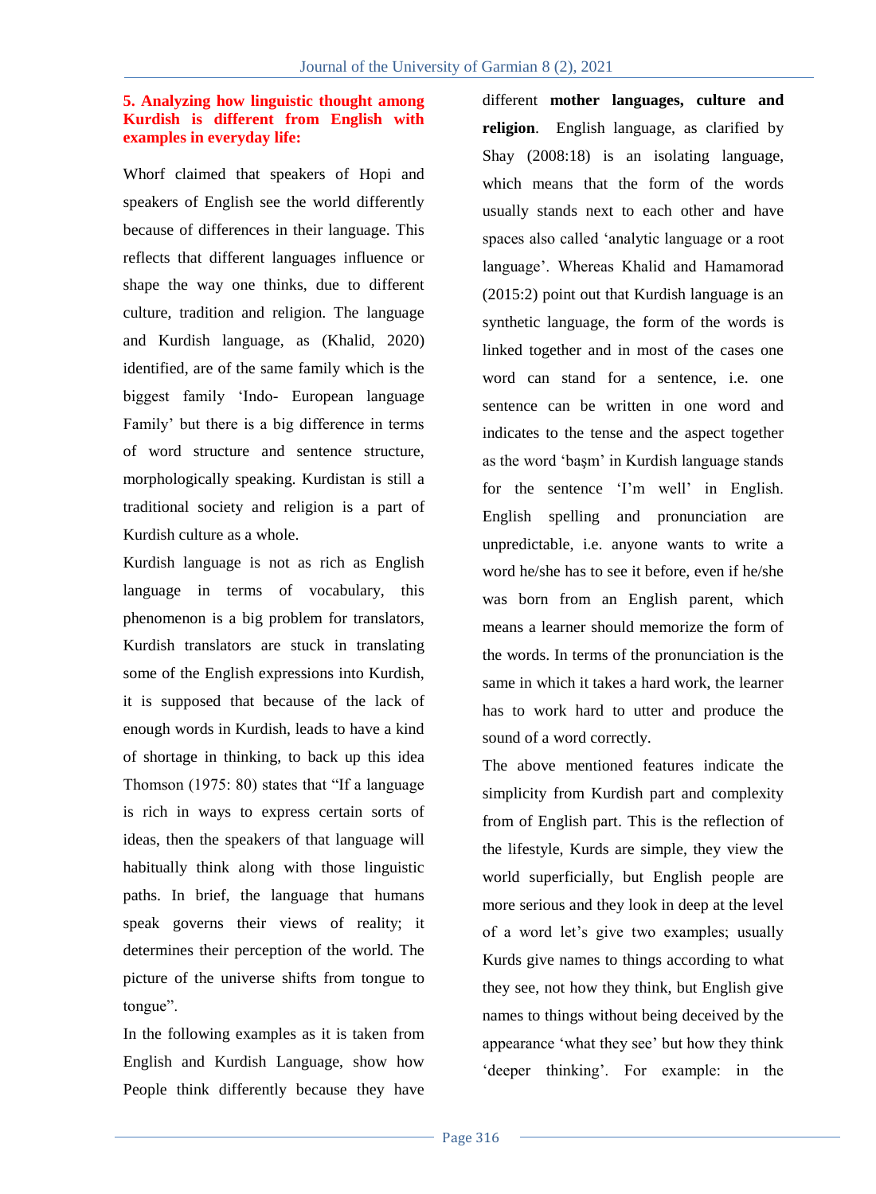## 5. Analyzing how linguistic thought among Kurdish is different from English with examples in everyday life:

Whorf claimed that speakers of Hopi and speakers of English see the world differently because of differences in their language. This reflects that different languages influence or shape the way one thinks, due to different culture, tradition and religion. The language and Kurdish language, as (Khalid, 2020) identified, are of the same family which is the biggest family 'Indo- European language Family' but there is a big difference in terms of word structure and sentence structure, morphologically speaking. Kurdistan is still a traditional society and religion is a part of Kurdish culture as a whole.

Kurdish language is not as rich as English language in terms of vocabulary, this phenomenon is a big problem for translators, Kurdish translators are stuck in translating some of the English expressions into Kurdish, it is supposed that because of the lack of enough words in Kurdish, leads to have a kind of shortage in thinking, to back up this idea Thomson (1975: 80) states that "If a language is rich in ways to express certain sorts of ideas, then the speakers of that language will habitually think along with those linguistic paths. In brief, the language that humans speak governs their views of reality; it determines their perception of the world. The picture of the universe shifts from tongue to tongue".

In the following examples as it is taken from English and Kurdish Language, show how People think differently because they have different **mother languages, culture and religion**. English language, as clarified by Shay (2008:18) is an isolating language, which means that the form of the words usually stands next to each other and have spaces also called 'analytic language or a root language'. Whereas Khalid and Hamamorad (2015:2) point out that Kurdish language is an synthetic language, the form of the words is linked together and in most of the cases one word can stand for a sentence, i.e. one sentence can be written in one word and indicates to the tense and the aspect together as the word 'başm' in Kurdish language stands for the sentence 'I'm well' in English. English spelling and pronunciation are unpredictable, i.e. anyone wants to write a word he/she has to see it before, even if he/she was born from an English parent, which means a learner should memorize the form of the words. In terms of the pronunciation is the same in which it takes a hard work, the learner has to work hard to utter and produce the sound of a word correctly.

The above mentioned features indicate the simplicity from Kurdish part and complexity from of English part. This is the reflection of the lifestyle, Kurds are simple, they view the world superficially, but English people are more serious and they look in deep at the level of a word let's give two examples; usually Kurds give names to things according to what they see, not how they think, but English give names to things without being deceived by the appearance 'what they see' but how they think 'deeper thinking'. For example: in the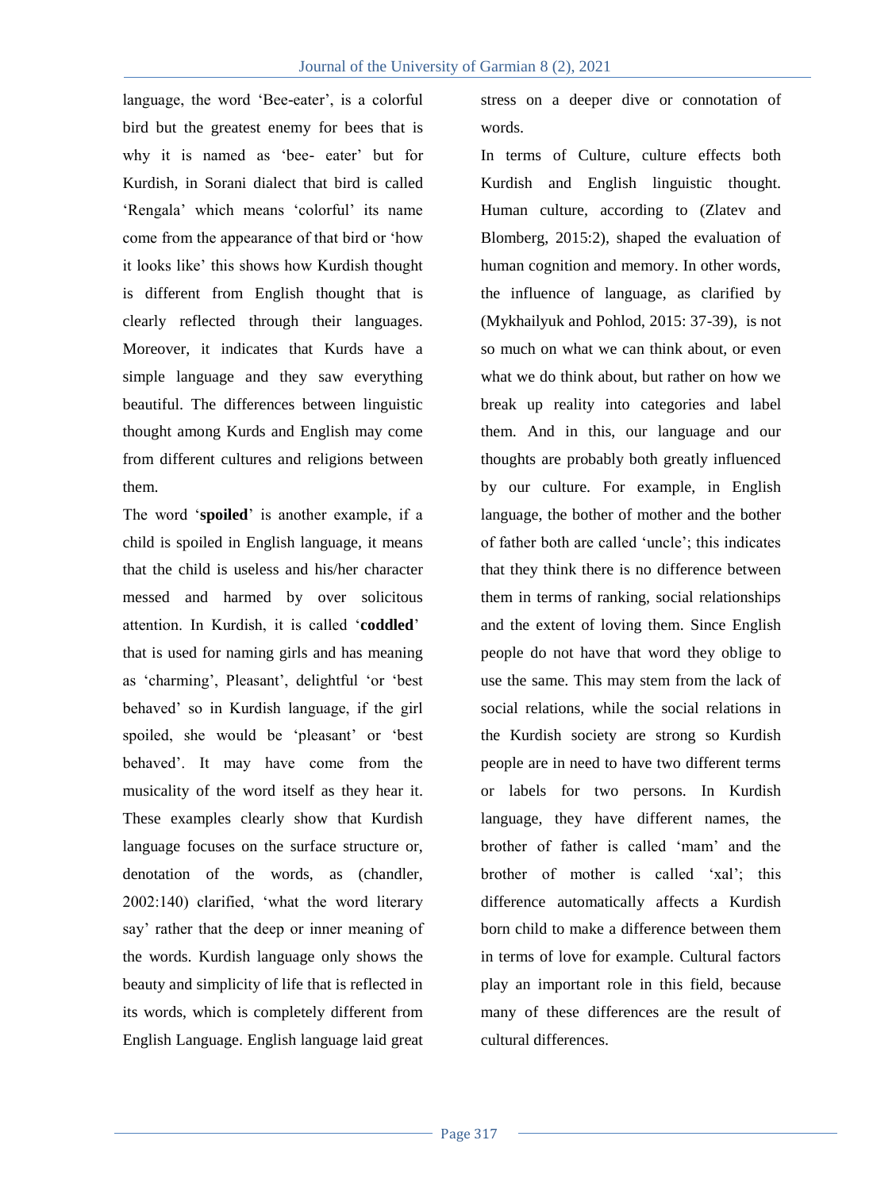language, the word 'Bee-eater', is a colorful bird but the greatest enemy for bees that is why it is named as 'bee- eater' but for Kurdish, in Sorani dialect that bird is called 'Rengala' which means 'colorful' its name come from the appearance of that bird or 'how it looks like' this shows how Kurdish thought is different from English thought that is clearly reflected through their languages. Moreover, it indicates that Kurds have a simple language and they saw everything beautiful. The differences between linguistic thought among Kurds and English may come from different cultures and religions between them.

The word '**spoiled**' is another example, if a child is spoiled in English language, it means that the child is useless and his/her character messed and harmed by over solicitous attention. In Kurdish, it is called '**coddled**' that is used for naming girls and has meaning as 'charming', Pleasant', delightful 'or 'best behaved' so in Kurdish language, if the girl spoiled, she would be 'pleasant' or 'best behaved'. It may have come from the musicality of the word itself as they hear it. These examples clearly show that Kurdish language focuses on the surface structure or, denotation of the words, as (chandler, 2002:140) clarified, 'what the word literary say' rather that the deep or inner meaning of the words. Kurdish language only shows the beauty and simplicity of life that is reflected in its words, which is completely different from English Language. English language laid great stress on a deeper dive or connotation of words.

In terms of Culture, culture effects both Kurdish and English linguistic thought. Human culture, according to (Zlatev and Blomberg, 2015:2), shaped the evaluation of human cognition and memory. In other words, the influence of language, as clarified by (Mykhailyuk and Pohlod, 2015: 37-39), is not so much on what we can think about, or even what we do think about, but rather on how we break up reality into categories and label them. And in this, our language and our thoughts are probably both greatly influenced by our culture. For example, in English language, the bother of mother and the bother of father both are called 'uncle'; this indicates that they think there is no difference between them in terms of ranking, social relationships and the extent of loving them. Since English people do not have that word they oblige to use the same. This may stem from the lack of social relations, while the social relations in the Kurdish society are strong so Kurdish people are in need to have two different terms or labels for two persons. In Kurdish language, they have different names, the brother of father is called 'mam' and the brother of mother is called 'xal'; this difference automatically affects a Kurdish born child to make a difference between them in terms of love for example. Cultural factors play an important role in this field, because many of these differences are the result of cultural differences.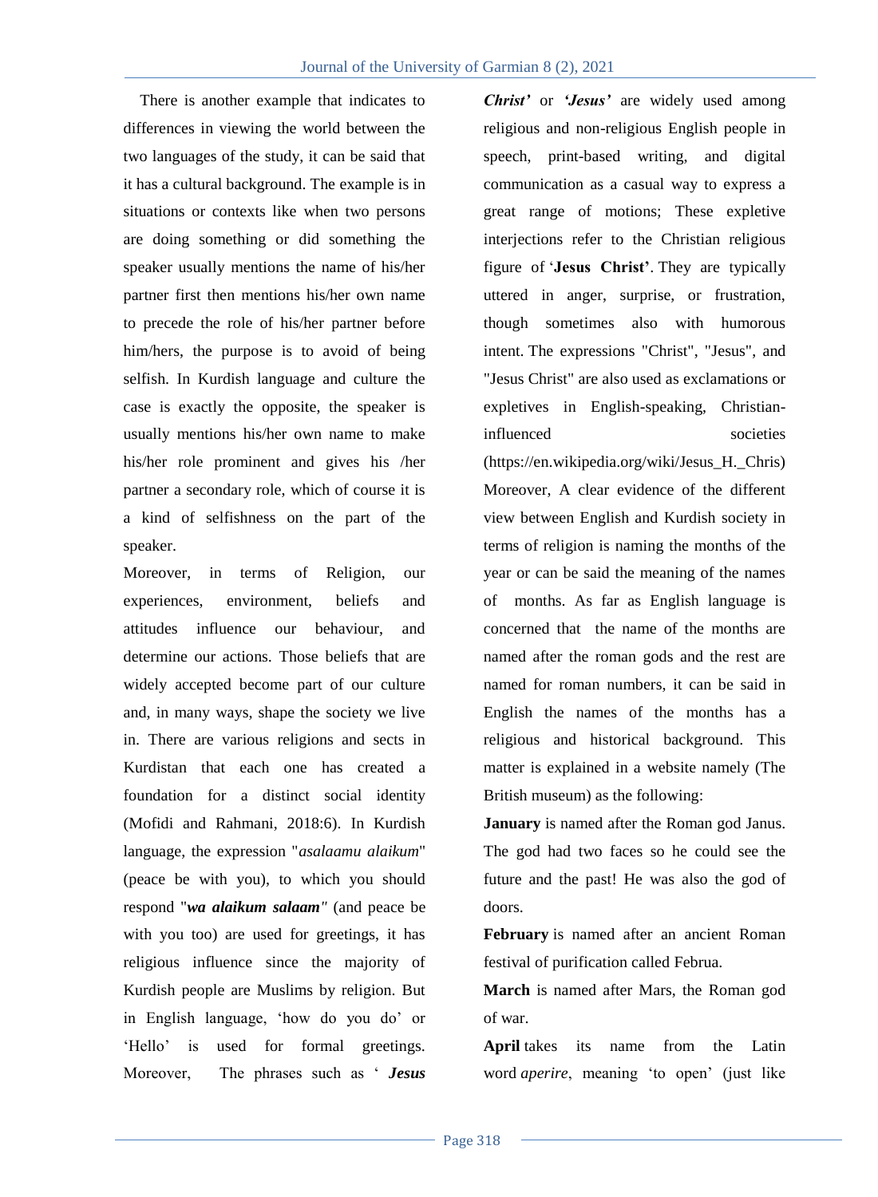There is another example that indicates to differences in viewing the world between the two languages of the study, it can be said that it has a cultural background. The example is in situations or contexts like when two persons are doing something or did something the speaker usually mentions the name of his/her partner first then mentions his/her own name to precede the role of his/her partner before him/hers, the purpose is to avoid of being selfish. In Kurdish language and culture the case is exactly the opposite, the speaker is usually mentions his/her own name to make his/her role prominent and gives his /her partner a secondary role, which of course it is a kind of selfishness on the part of the speaker.

Moreover, in terms of Religion, our experiences, environment, beliefs and attitudes influence our behaviour, and determine our actions. Those beliefs that are widely accepted become part of our culture and, in many ways, shape the society we live in. There are various religions and sects in Kurdistan that each one has created a foundation for a distinct social identity (Mofidi and Rahmani, 2018:6). In Kurdish language, the expression "*asalaamu alaikum*" (peace be with you), to which you should respond "***wa alaikum salaam"*** (and peace be with you too) are used for greetings, it has religious influence since the majority of Kurdish people are Muslims by religion. But in English language, 'how do you do' or 'Hello' is used for formal greetings. Moreover, The phrases such as ' ***Jesus Christ'*** or ***'Jesus'*** are widely used among religious and non-religious English people in speech, print-based writing, and digital communication as a casual way to express a great range of motions; These expletive interjections refer to the Christian religious figure of '**Jesus Christ'**. They are typically uttered in anger, surprise, or frustration, though sometimes also with humorous intent. The expressions "Christ", "Jesus", and "Jesus Christ" are also used as exclamations or expletives in English-speaking, Christian-influenced societies (https://en.wikipedia.org/wiki/Jesus_H._Chris) Moreover, A clear evidence of the different view between English and Kurdish society in terms of religion is naming the months of the year or can be said the meaning of the names of months. As far as English language is concerned that the name of the months are named after the roman gods and the rest are named for roman numbers, it can be said in English the names of the months has a religious and historical background. This matter is explained in a website namely (The British museum) as the following:

**January** is named after the Roman god Janus. The god had two faces so he could see the future and the past! He was also the god of doors.

**February** is named after an ancient Roman festival of purification called Februa.

**March** is named after Mars, the Roman god of war.

**April** takes its name from the Latin word *aperire*, meaning 'to open' (just like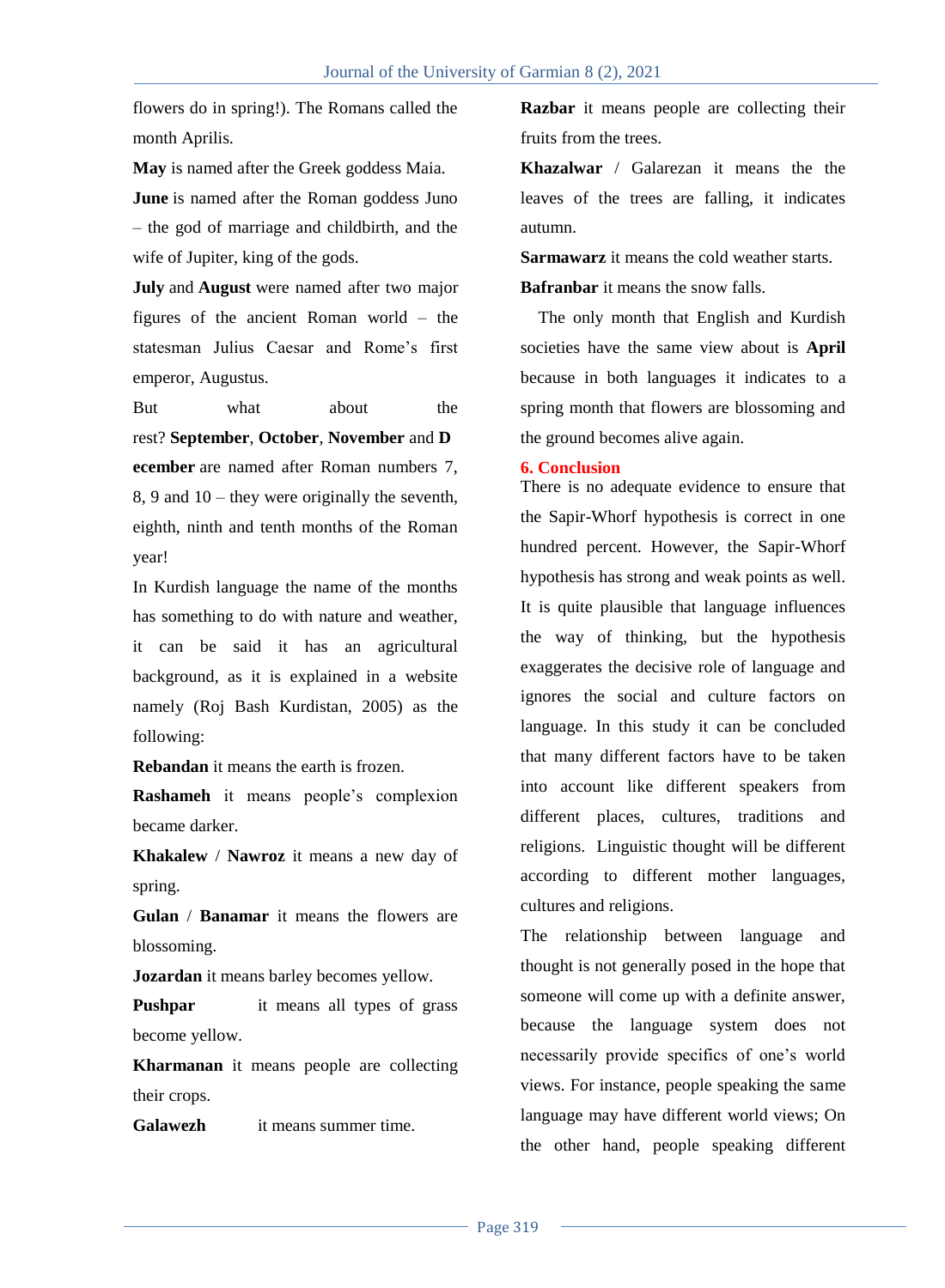flowers do in spring!). The Romans called the month Aprilis.

**May** is named after the Greek goddess Maia.

**June** is named after the Roman goddess Juno – the god of marriage and childbirth, and the wife of Jupiter, king of the gods.

**July** and **August** were named after two major figures of the ancient Roman world – the statesman Julius Caesar and Rome's first emperor, Augustus.

But what about the rest? **September**, **October**, **November** and **December** are named after Roman numbers 7, 8, 9 and 10 – they were originally the seventh, eighth, ninth and tenth months of the Roman year!

In Kurdish language the name of the months has something to do with nature and weather, it can be said it has an agricultural background, as it is explained in a website namely (Roj Bash Kurdistan, 2005) as the following:

**Rebandan** it means the earth is frozen.

**Rashameh** it means people's complexion became darker.

**Khakalew** / **Nawroz** it means a new day of spring.

**Gulan** / **Banamar** it means the flowers are blossoming.

**Jozardan** it means barley becomes yellow.

**Pushpar** it means all types of grass become yellow.

**Kharmanan** it means people are collecting their crops.

**Galawezh** it means summer time.

**Razbar** it means people are collecting their fruits from the trees.

**Khazalwar** / Galarezan it means the the leaves of the trees are falling, it indicates autumn.

**Sarmawarz** it means the cold weather starts.

**Bafranbar** it means the snow falls.

The only month that English and Kurdish societies have the same view about is **April** because in both languages it indicates to a spring month that flowers are blossoming and the ground becomes alive again.

## 6. Conclusion

There is no adequate evidence to ensure that the Sapir-Whorf hypothesis is correct in one hundred percent. However, the Sapir-Whorf hypothesis has strong and weak points as well. It is quite plausible that language influences the way of thinking, but the hypothesis exaggerates the decisive role of language and ignores the social and culture factors on language. In this study it can be concluded that many different factors have to be taken into account like different speakers from different places, cultures, traditions and religions. Linguistic thought will be different according to different mother languages, cultures and religions.

The relationship between language and thought is not generally posed in the hope that someone will come up with a definite answer, because the language system does not necessarily provide specifics of one's world views. For instance, people speaking the same language may have different world views; On the other hand, people speaking different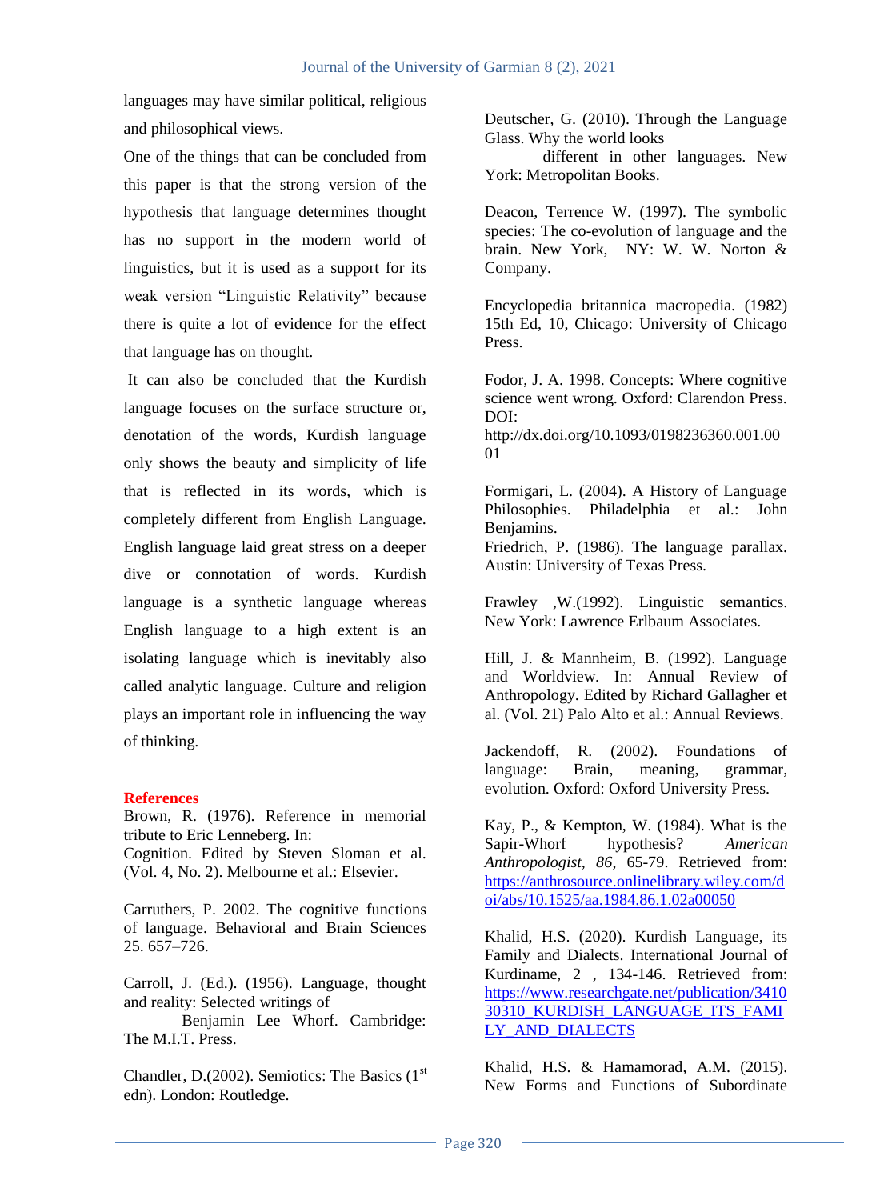languages may have similar political, religious and philosophical views.

One of the things that can be concluded from this paper is that the strong version of the hypothesis that language determines thought has no support in the modern world of linguistics, but it is used as a support for its weak version "Linguistic Relativity" because there is quite a lot of evidence for the effect that language has on thought.

It can also be concluded that the Kurdish language focuses on the surface structure or, denotation of the words, Kurdish language only shows the beauty and simplicity of life that is reflected in its words, which is completely different from English Language. English language laid great stress on a deeper dive or connotation of words. Kurdish language is a synthetic language whereas English language to a high extent is an isolating language which is inevitably also called analytic language. Culture and religion plays an important role in influencing the way of thinking.

## References

Brown, R. (1976). Reference in memorial tribute to Eric Lenneberg. In: Cognition. Edited by Steven Sloman et al. (Vol. 4, No. 2). Melbourne et al.: Elsevier.

Carruthers, P. 2002. The cognitive functions of language. Behavioral and Brain Sciences 25. 657–726.

Carroll, J. (Ed.). (1956). Language, thought and reality: Selected writings of Benjamin Lee Whorf. Cambridge: The M.I.T. Press.

Chandler, D.(2002). Semiotics: The Basics (1st edn). London: Routledge.

Deutscher, G. (2010). Through the Language Glass. Why the world looks different in other languages. New York: Metropolitan Books.

Deacon, Terrence W. (1997). The symbolic species: The co-evolution of language and the brain. New York, NY: W. W. Norton & Company.

Encyclopedia britannica macropedia. (1982) 15th Ed, 10, Chicago: University of Chicago Press.

Fodor, J. A. 1998. Concepts: Where cognitive science went wrong. Oxford: Clarendon Press. DOI: http://dx.doi.org/10.1093/0198236360.001.0001

Formigari, L. (2004). A History of Language Philosophies. Philadelphia et al.: John Benjamins.

Friedrich, P. (1986). The language parallax. Austin: University of Texas Press.

Frawley ,W.(1992). Linguistic semantics. New York: Lawrence Erlbaum Associates.

Hill, J. & Mannheim, B. (1992). Language and Worldview. In: Annual Review of Anthropology. Edited by Richard Gallagher et al. (Vol. 21) Palo Alto et al.: Annual Reviews.

Jackendoff, R. (2002). Foundations of language: Brain, meaning, grammar, evolution. Oxford: Oxford University Press.

Kay, P., & Kempton, W. (1984). What is the Sapir-Whorf hypothesis? *American Anthropologist*, *86*, 65-79. Retrieved from: https://anthrosource.onlinelibrary.wiley.com/doi/abs/10.1525/aa.1984.86.1.02a00050

Khalid, H.S. (2020). Kurdish Language, its Family and Dialects. International Journal of Kurdiname, 2 , 134-146. Retrieved from: https://www.researchgate.net/publication/341030310_KURDISH_LANGUAGE_ITS_FAMILY_AND_DIALECTS

Khalid, H.S. & Hamamorad, A.M. (2015). New Forms and Functions of Subordinate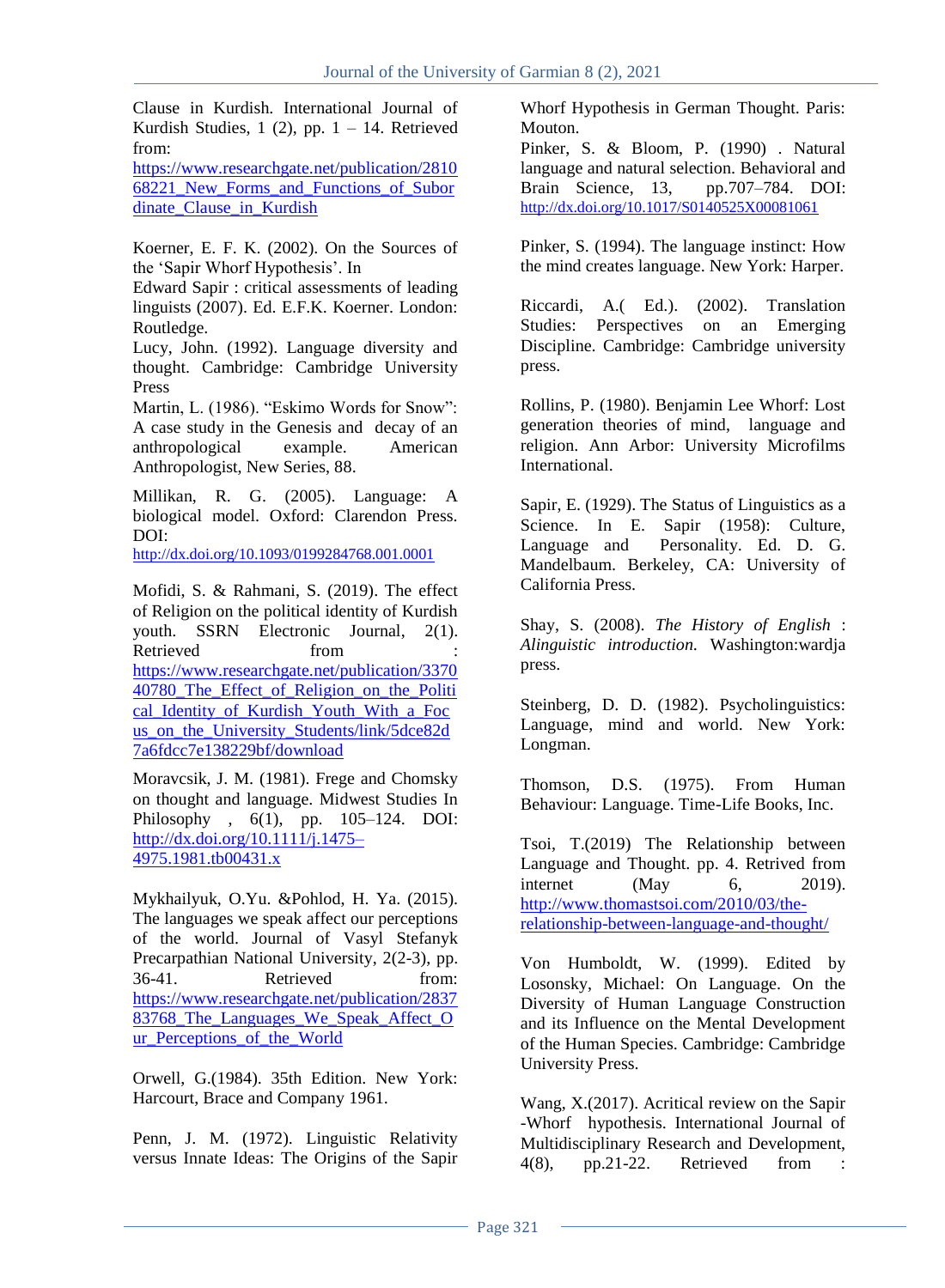Clause in Kurdish. International Journal of Kurdish Studies, 1 (2), pp. 1 – 14. Retrieved from: https://www.researchgate.net/publication/281068221_New_Forms_and_Functions_of_Subordinate_Clause_in_Kurdish

Koerner, E. F. K. (2002). On the Sources of the 'Sapir Whorf Hypothesis'. In

Edward Sapir : critical assessments of leading linguists (2007). Ed. E.F.K. Koerner. London: Routledge.

Lucy, John. (1992). Language diversity and thought. Cambridge: Cambridge University Press

Martin, L. (1986). "Eskimo Words for Snow": A case study in the Genesis and decay of an anthropological example. American Anthropologist, New Series, 88.

Millikan, R. G. (2005). Language: A biological model. Oxford: Clarendon Press. DOI: http://dx.doi.org/10.1093/0199284768.001.0001

Mofidi, S. & Rahmani, S. (2019). The effect of Religion on the political identity of Kurdish youth. SSRN Electronic Journal, 2(1). Retrieved from : https://www.researchgate.net/publication/337040780_The_Effect_of_Religion_on_the_Political_Identity_of_Kurdish_Youth_With_a_Focus_on_the_University_Students/link/5dce82d7a6fdcc7e138229bf/download

Moravcsik, J. M. (1981). Frege and Chomsky on thought and language. Midwest Studies In Philosophy , 6(1), pp. 105–124. DOI: http://dx.doi.org/10.1111/j.1475–4975.1981.tb00431.x

Mykhailyuk, O.Yu. &Pohlod, H. Ya. (2015). The languages we speak affect our perceptions of the world. Journal of Vasyl Stefanyk Precarpathian National University, 2(2-3), pp. 36-41. Retrieved from: https://www.researchgate.net/publication/283783768_The_Languages_We_Speak_Affect_Our_Perceptions_of_the_World

Orwell, G.(1984). 35th Edition. New York: Harcourt, Brace and Company 1961.

Penn, J. M. (1972). Linguistic Relativity versus Innate Ideas: The Origins of the Sapir Whorf Hypothesis in German Thought. Paris: Mouton.

Pinker, S. & Bloom, P. (1990) . Natural language and natural selection. Behavioral and Brain Science, 13, pp.707–784. DOI: http://dx.doi.org/10.1017/S0140525X00081061

Pinker, S. (1994). The language instinct: How the mind creates language. New York: Harper.

Riccardi, A.( Ed.). (2002). Translation Studies: Perspectives on an Emerging Discipline. Cambridge: Cambridge university press.

Rollins, P. (1980). Benjamin Lee Whorf: Lost generation theories of mind, language and religion. Ann Arbor: University Microfilms International.

Sapir, E. (1929). The Status of Linguistics as a Science. In E. Sapir (1958): Culture, Language and Personality. Ed. D. G. Mandelbaum. Berkeley, CA: University of California Press.

Shay, S. (2008). *The History of English* : *Alinguistic introduction.* Washington:wardja press.

Steinberg, D. D. (1982). Psycholinguistics: Language, mind and world. New York: Longman.

Thomson, D.S. (1975). From Human Behaviour: Language. Time-Life Books, Inc.

Tsoi, T.(2019) The Relationship between Language and Thought. pp. 4. Retrived from internet (May 6, 2019). http://www.thomastsoi.com/2010/03/the-relationship-between-language-and-thought/

Von Humboldt, W. (1999). Edited by Losonsky, Michael: On Language. On the Diversity of Human Language Construction and its Influence on the Mental Development of the Human Species. Cambridge: Cambridge University Press.

Wang, X.(2017). Acritical review on the Sapir -Whorf hypothesis. International Journal of Multidisciplinary Research and Development, 4(8), pp.21-22. Retrieved from :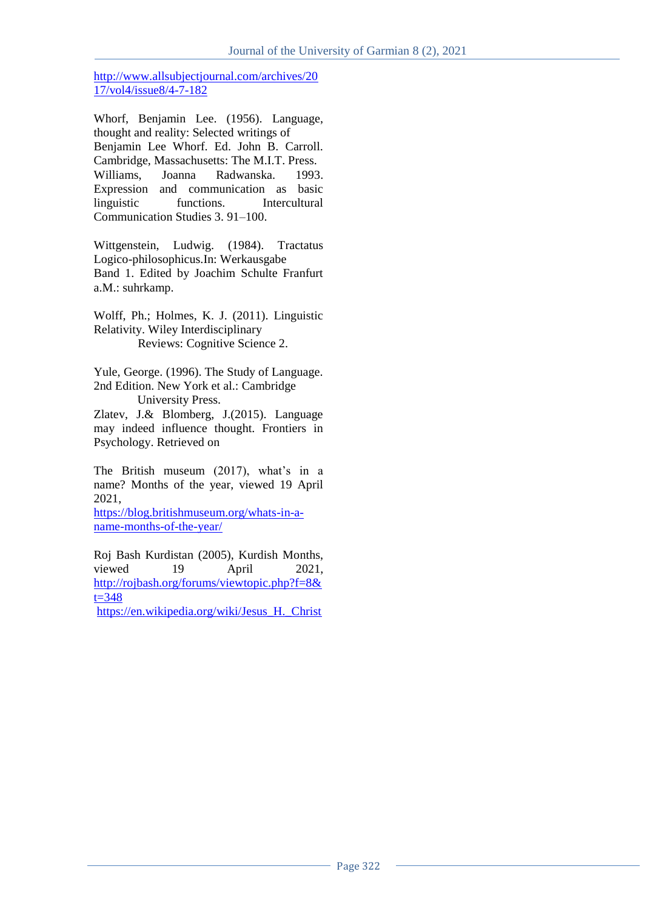http://www.allsubjectjournal.com/archives/2017/vol4/issue8/4-7-182

Whorf, Benjamin Lee. (1956). Language, thought and reality: Selected writings of Benjamin Lee Whorf. Ed. John B. Carroll. Cambridge, Massachusetts: The M.I.T. Press.

Williams, Joanna Radwanska. 1993. Expression and communication as basic linguistic functions. Intercultural Communication Studies 3. 91–100.

Wittgenstein, Ludwig. (1984). Tractatus Logico-philosophicus.In: Werkausgabe Band 1. Edited by Joachim Schulte Franfurt a.M.: suhrkamp.

Wolff, Ph.; Holmes, K. J. (2011). Linguistic Relativity. Wiley Interdisciplinary Reviews: Cognitive Science 2.

Yule, George. (1996). The Study of Language. 2nd Edition. New York et al.: Cambridge University Press.

Zlatev, J.& Blomberg, J.(2015). Language may indeed influence thought. Frontiers in Psychology. Retrieved on

The British museum (2017), what's in a name? Months of the year, viewed 19 April 2021, https://blog.britishmuseum.org/whats-in-a-name-months-of-the-year/

Roj Bash Kurdistan (2005), Kurdish Months, viewed 19 April 2021, http://rojbash.org/forums/viewtopic.php?f=8&t=348

https://en.wikipedia.org/wiki/Jesus_H._Christ